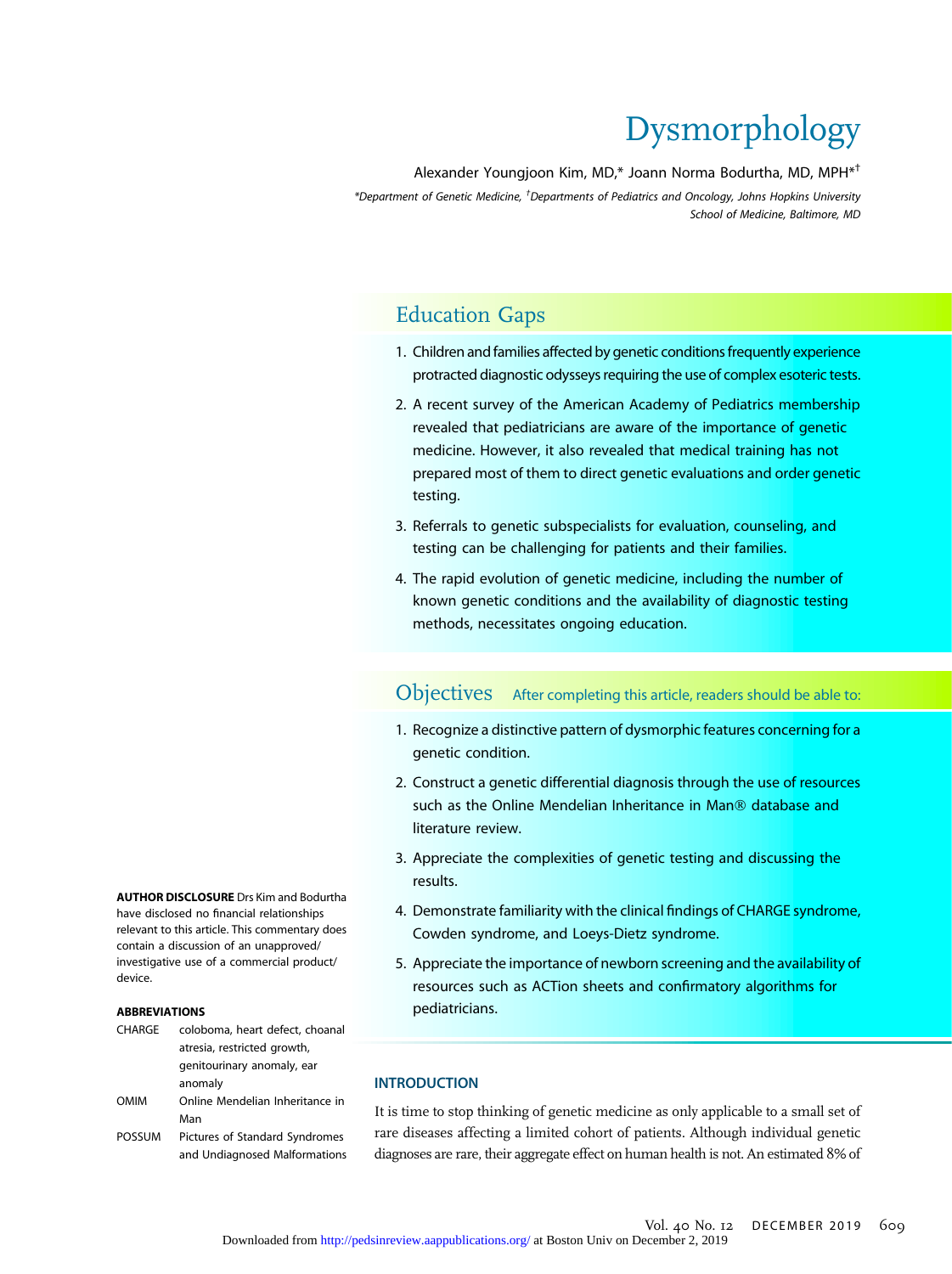# Dysmorphology

Alexander Youngjoon Kim, MD,* Joann Norma Bodurtha, MD, MPH*[†]

*Department of Genetic Medicine, [†]Departments of Pediatrics and Oncology, Johns Hopkins University School of Medicine, Baltimore, MD

## Education Gaps

1. Children and families affected by genetic conditions frequently experience protracted diagnostic odysseys requiring the use of complex esoteric tests.
2. A recent survey of the American Academy of Pediatrics membership revealed that pediatricians are aware of the importance of genetic medicine. However, it also revealed that medical training has not prepared most of them to direct genetic evaluations and order genetic testing.
3. Referrals to genetic subspecialists for evaluation, counseling, and testing can be challenging for patients and their families.
4. The rapid evolution of genetic medicine, including the number of known genetic conditions and the availability of diagnostic testing methods, necessitates ongoing education.

## Objectives After completing this article, readers should be able to:

1. Recognize a distinctive pattern of dysmorphic features concerning for a genetic condition.
2. Construct a genetic differential diagnosis through the use of resources such as the Online Mendelian Inheritance in Man® database and literature review.
3. Appreciate the complexities of genetic testing and discussing the results.
4. Demonstrate familiarity with the clinical findings of CHARGE syndrome, Cowden syndrome, and Loeys-Dietz syndrome.
5. Appreciate the importance of newborn screening and the availability of resources such as ACTion sheets and confirmatory algorithms for pediatricians.

**AUTHOR DISCLOSURE** Drs Kim and Bodurtha have disclosed no financial relationships relevant to this article. This commentary does contain a discussion of an unapproved/investigative use of a commercial product/device.

**ABBREVIATIONS**

| | |
|---|---|
| CHARGE | coloboma, heart defect, choanal atresia, restricted growth, genitourinary anomaly, ear anomaly |
| OMIM | Online Mendelian Inheritance in Man |
| POSSUM | Pictures of Standard Syndromes and Undiagnosed Malformations |

## INTRODUCTION

It is time to stop thinking of genetic medicine as only applicable to a small set of rare diseases affecting a limited cohort of patients. Although individual genetic diagnoses are rare, their aggregate effect on human health is not. An estimated 8% of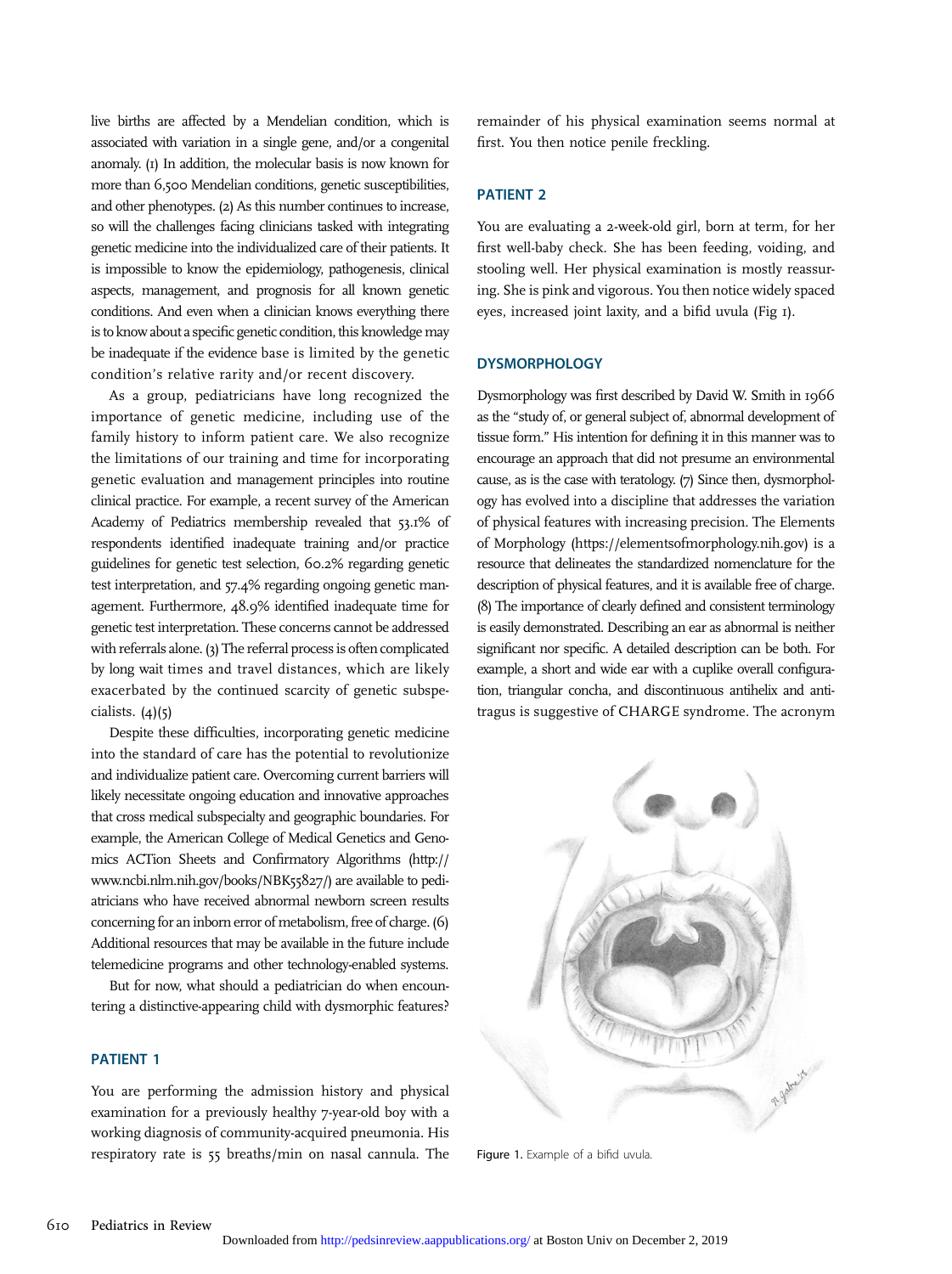live births are affected by a Mendelian condition, which is associated with variation in a single gene, and/or a congenital anomaly. (1) In addition, the molecular basis is now known for more than 6,500 Mendelian conditions, genetic susceptibilities, and other phenotypes. (2) As this number continues to increase, so will the challenges facing clinicians tasked with integrating genetic medicine into the individualized care of their patients. It is impossible to know the epidemiology, pathogenesis, clinical aspects, management, and prognosis for all known genetic conditions. And even when a clinician knows everything there is to know about a specific genetic condition, this knowledge may be inadequate if the evidence base is limited by the genetic condition's relative rarity and/or recent discovery.

As a group, pediatricians have long recognized the importance of genetic medicine, including use of the family history to inform patient care. We also recognize the limitations of our training and time for incorporating genetic evaluation and management principles into routine clinical practice. For example, a recent survey of the American Academy of Pediatrics membership revealed that 53.1% of respondents identified inadequate training and/or practice guidelines for genetic test selection, 60.2% regarding genetic test interpretation, and 57.4% regarding ongoing genetic management. Furthermore, 48.9% identified inadequate time for genetic test interpretation. These concerns cannot be addressed with referrals alone. (3) The referral process is often complicated by long wait times and travel distances, which are likely exacerbated by the continued scarcity of genetic subspecialists. (4)(5)

Despite these difficulties, incorporating genetic medicine into the standard of care has the potential to revolutionize and individualize patient care. Overcoming current barriers will likely necessitate ongoing education and innovative approaches that cross medical subspecialty and geographic boundaries. For example, the American College of Medical Genetics and Genomics ACTion Sheets and Confirmatory Algorithms (http://www.ncbi.nlm.nih.gov/books/NBK55827/) are available to pediatricians who have received abnormal newborn screen results concerning for an inborn error of metabolism, free of charge. (6) Additional resources that may be available in the future include telemedicine programs and other technology-enabled systems.

But for now, what should a pediatrician do when encountering a distinctive-appearing child with dysmorphic features?

## PATIENT 1

You are performing the admission history and physical examination for a previously healthy 7-year-old boy with a working diagnosis of community-acquired pneumonia. His respiratory rate is 55 breaths/min on nasal cannula. The remainder of his physical examination seems normal at first. You then notice penile freckling.

## PATIENT 2

You are evaluating a 2-week-old girl, born at term, for her first well-baby check. She has been feeding, voiding, and stooling well. Her physical examination is mostly reassuring. She is pink and vigorous. You then notice widely spaced eyes, increased joint laxity, and a bifid uvula (Fig 1).

## DYSMORPHOLOGY

Dysmorphology was first described by David W. Smith in 1966 as the "study of, or general subject of, abnormal development of tissue form." His intention for defining it in this manner was to encourage an approach that did not presume an environmental cause, as is the case with teratology. (7) Since then, dysmorphology has evolved into a discipline that addresses the variation of physical features with increasing precision. The Elements of Morphology (https://elementsofmorphology.nih.gov) is a resource that delineates the standardized nomenclature for the description of physical features, and it is available free of charge. (8) The importance of clearly defined and consistent terminology is easily demonstrated. Describing an ear as abnormal is neither significant nor specific. A detailed description can be both. For example, a short and wide ear with a cuplike overall configuration, triangular concha, and discontinuous antihelix and antitragus is suggestive of CHARGE syndrome. The acronym

Figure 1. Example of a bifid uvula.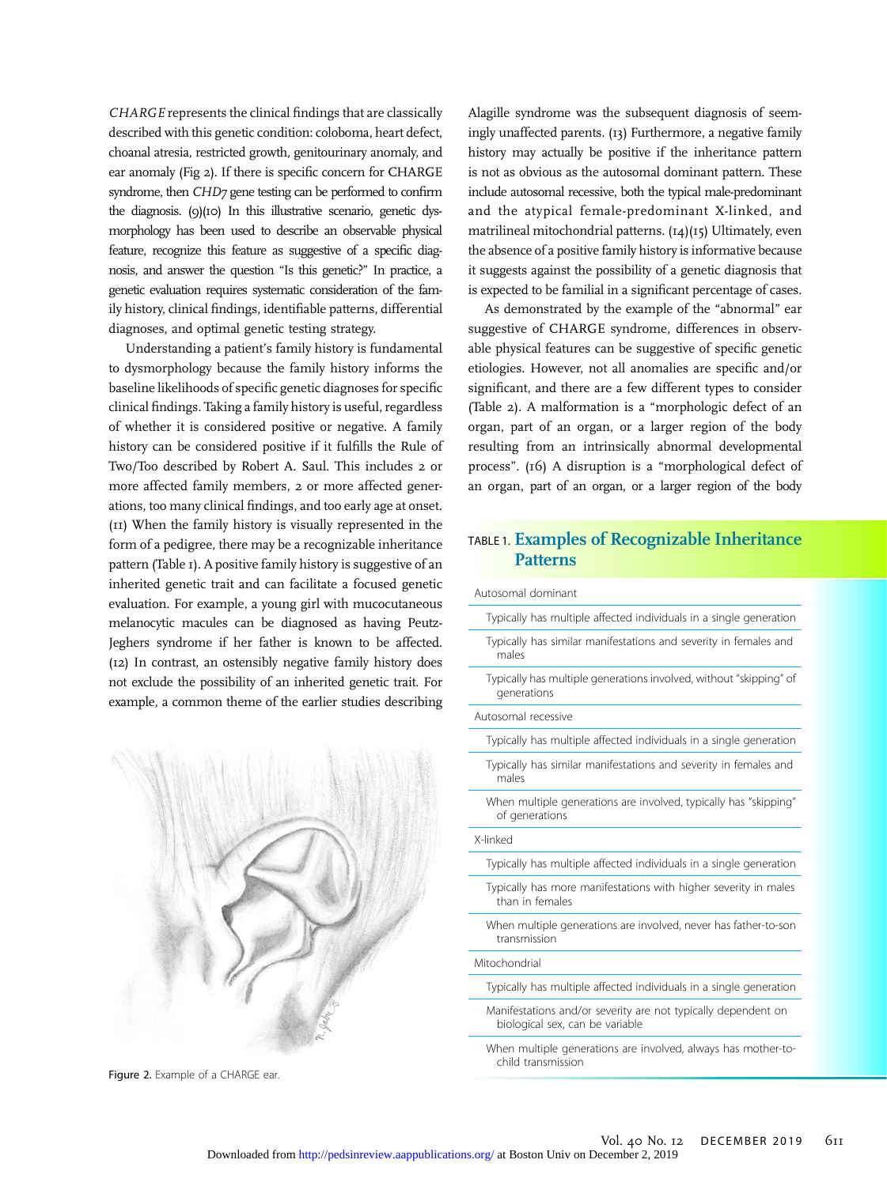*CHARGE* represents the clinical findings that are classically described with this genetic condition: coloboma, heart defect, choanal atresia, restricted growth, genitourinary anomaly, and ear anomaly (Fig 2). If there is specific concern for CHARGE syndrome, then *CHD7* gene testing can be performed to confirm the diagnosis. (9)(10) In this illustrative scenario, genetic dysmorphology has been used to describe an observable physical feature, recognize this feature as suggestive of a specific diagnosis, and answer the question "Is this genetic?" In practice, a genetic evaluation requires systematic consideration of the family history, clinical findings, identifiable patterns, differential diagnoses, and optimal genetic testing strategy.

Understanding a patient's family history is fundamental to dysmorphology because the family history informs the baseline likelihoods of specific genetic diagnoses for specific clinical findings. Taking a family history is useful, regardless of whether it is considered positive or negative. A family history can be considered positive if it fulfills the Rule of Two/Too described by Robert A. Saul. This includes 2 or more affected family members, 2 or more affected generations, too many clinical findings, and too early age at onset. (11) When the family history is visually represented in the form of a pedigree, there may be a recognizable inheritance pattern (Table 1). A positive family history is suggestive of an inherited genetic trait and can facilitate a focused genetic evaluation. For example, a young girl with mucocutaneous melanocytic macules can be diagnosed as having Peutz-Jeghers syndrome if her father is known to be affected. (12) In contrast, an ostensibly negative family history does not exclude the possibility of an inherited genetic trait. For example, a common theme of the earlier studies describing Alagille syndrome was the subsequent diagnosis of seemingly unaffected parents. (13) Furthermore, a negative family history may actually be positive if the inheritance pattern is not as obvious as the autosomal dominant pattern. These include autosomal recessive, both the typical male-predominant and the atypical female-predominant X-linked, and matrilineal mitochondrial patterns. (14)(15) Ultimately, even the absence of a positive family history is informative because it suggests against the possibility of a genetic diagnosis that is expected to be familial in a significant percentage of cases.

Figure 2. Example of a CHARGE ear.

As demonstrated by the example of the "abnormal" ear suggestive of CHARGE syndrome, differences in observable physical features can be suggestive of specific genetic etiologies. However, not all anomalies are specific and/or significant, and there are a few different types to consider (Table 2). A malformation is a "morphologic defect of an organ, part of an organ, or a larger region of the body resulting from an intrinsically abnormal developmental process". (16) A disruption is a "morphological defect of an organ, part of an organ, or a larger region of the body

**TABLE 1. Examples of Recognizable Inheritance Patterns**

| Inheritance pattern | Features |
|---|---|
| Autosomal dominant | Typically has multiple affected individuals in a single generation |
| | Typically has similar manifestations and severity in females and males |
| | Typically has multiple generations involved, without "skipping" of generations |
| Autosomal recessive | Typically has multiple affected individuals in a single generation |
| | Typically has similar manifestations and severity in females and males |
| | When multiple generations are involved, typically has "skipping" of generations |
| X-linked | Typically has multiple affected individuals in a single generation |
| | Typically has more manifestations with higher severity in males than in females |
| | When multiple generations are involved, never has father-to-son transmission |
| Mitochondrial | Typically has multiple affected individuals in a single generation |
| | Manifestations and/or severity are not typically dependent on biological sex, can be variable |
| | When multiple generations are involved, always has mother-to-child transmission |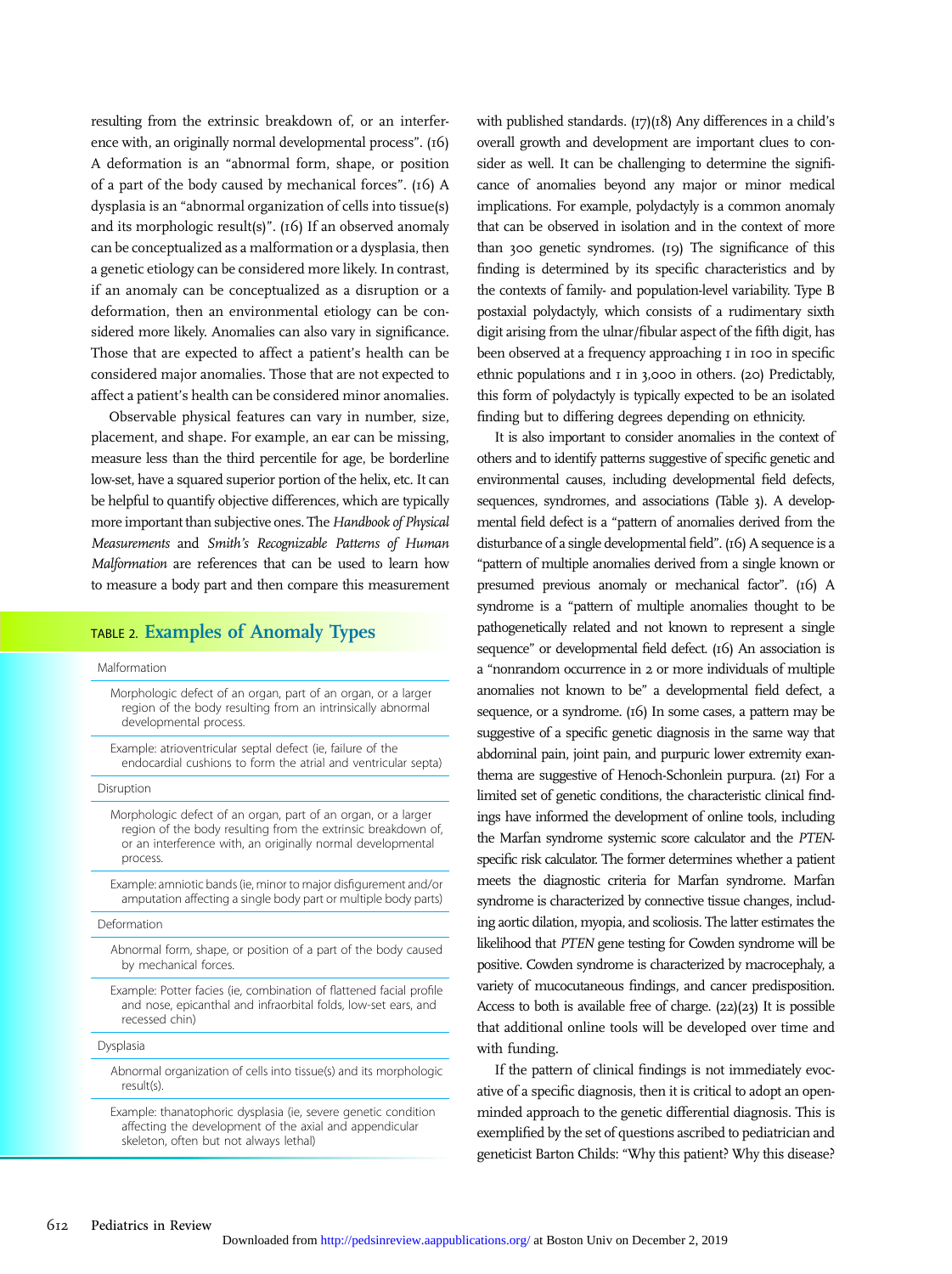resulting from the extrinsic breakdown of, or an interference with, an originally normal developmental process". (16) A deformation is an "abnormal form, shape, or position of a part of the body caused by mechanical forces". (16) A dysplasia is an "abnormal organization of cells into tissue(s) and its morphologic result(s)". (16) If an observed anomaly can be conceptualized as a malformation or a dysplasia, then a genetic etiology can be considered more likely. In contrast, if an anomaly can be conceptualized as a disruption or a deformation, then an environmental etiology can be considered more likely. Anomalies can also vary in significance. Those that are expected to affect a patient's health can be considered major anomalies. Those that are not expected to affect a patient's health can be considered minor anomalies.

Observable physical features can vary in number, size, placement, and shape. For example, an ear can be missing, measure less than the third percentile for age, be borderline low-set, have a squared superior portion of the helix, etc. It can be helpful to quantify objective differences, which are typically more important than subjective ones. The *Handbook of Physical Measurements* and *Smith's Recognizable Patterns of Human Malformation* are references that can be used to learn how to measure a body part and then compare this measurement with published standards. (17)(18) Any differences in a child's overall growth and development are important clues to consider as well. It can be challenging to determine the significance of anomalies beyond any major or minor medical implications. For example, polydactyly is a common anomaly that can be observed in isolation and in the context of more than 300 genetic syndromes. (19) The significance of this finding is determined by its specific characteristics and by the contexts of family- and population-level variability. Type B postaxial polydactyly, which consists of a rudimentary sixth digit arising from the ulnar/fibular aspect of the fifth digit, has been observed at a frequency approaching 1 in 100 in specific ethnic populations and 1 in 3,000 in others. (20) Predictably, this form of polydactyly is typically expected to be an isolated finding but to differing degrees depending on ethnicity.

It is also important to consider anomalies in the context of others and to identify patterns suggestive of specific genetic and environmental causes, including developmental field defects, sequences, syndromes, and associations (Table 3). A developmental field defect is a "pattern of anomalies derived from the disturbance of a single developmental field". (16) A sequence is a "pattern of multiple anomalies derived from a single known or presumed previous anomaly or mechanical factor". (16) A syndrome is a "pattern of multiple anomalies thought to be pathogenetically related and not known to represent a single sequence" or developmental field defect. (16) An association is a "nonrandom occurrence in 2 or more individuals of multiple anomalies not known to be" a developmental field defect, a sequence, or a syndrome. (16) In some cases, a pattern may be suggestive of a specific genetic diagnosis in the same way that abdominal pain, joint pain, and purpuric lower extremity exanthema are suggestive of Henoch-Schonlein purpura. (21) For a limited set of genetic conditions, the characteristic clinical findings have informed the development of online tools, including the Marfan syndrome systemic score calculator and the *PTEN*-specific risk calculator. The former determines whether a patient meets the diagnostic criteria for Marfan syndrome. Marfan syndrome is characterized by connective tissue changes, including aortic dilation, myopia, and scoliosis. The latter estimates the likelihood that *PTEN* gene testing for Cowden syndrome will be positive. Cowden syndrome is characterized by macrocephaly, a variety of mucocutaneous findings, and cancer predisposition. Access to both is available free of charge. (22)(23) It is possible that additional online tools will be developed over time and with funding.

If the pattern of clinical findings is not immediately evocative of a specific diagnosis, then it is critical to adopt an open-minded approach to the genetic differential diagnosis. This is exemplified by the set of questions ascribed to pediatrician and geneticist Barton Childs: "Why this patient? Why this disease?

## TABLE 2. Examples of Anomaly Types

| Anomaly Type | Description |
|---|---|
| Malformation | Morphologic defect of an organ, part of an organ, or a larger region of the body resulting from an intrinsically abnormal developmental process. |
| | Example: atrioventricular septal defect (ie, failure of the endocardial cushions to form the atrial and ventricular septa) |
| Disruption | Morphologic defect of an organ, part of an organ, or a larger region of the body resulting from the extrinsic breakdown of, or an interference with, an originally normal developmental process. |
| | Example: amniotic bands (ie, minor to major disfigurement and/or amputation affecting a single body part or multiple body parts) |
| Deformation | Abnormal form, shape, or position of a part of the body caused by mechanical forces. |
| | Example: Potter facies (ie, combination of flattened facial profile and nose, epicanthal and infraorbital folds, low-set ears, and recessed chin) |
| Dysplasia | Abnormal organization of cells into tissue(s) and its morphologic result(s). |
| | Example: thanatophoric dysplasia (ie, severe genetic condition affecting the development of the axial and appendicular skeleton, often but not always lethal) |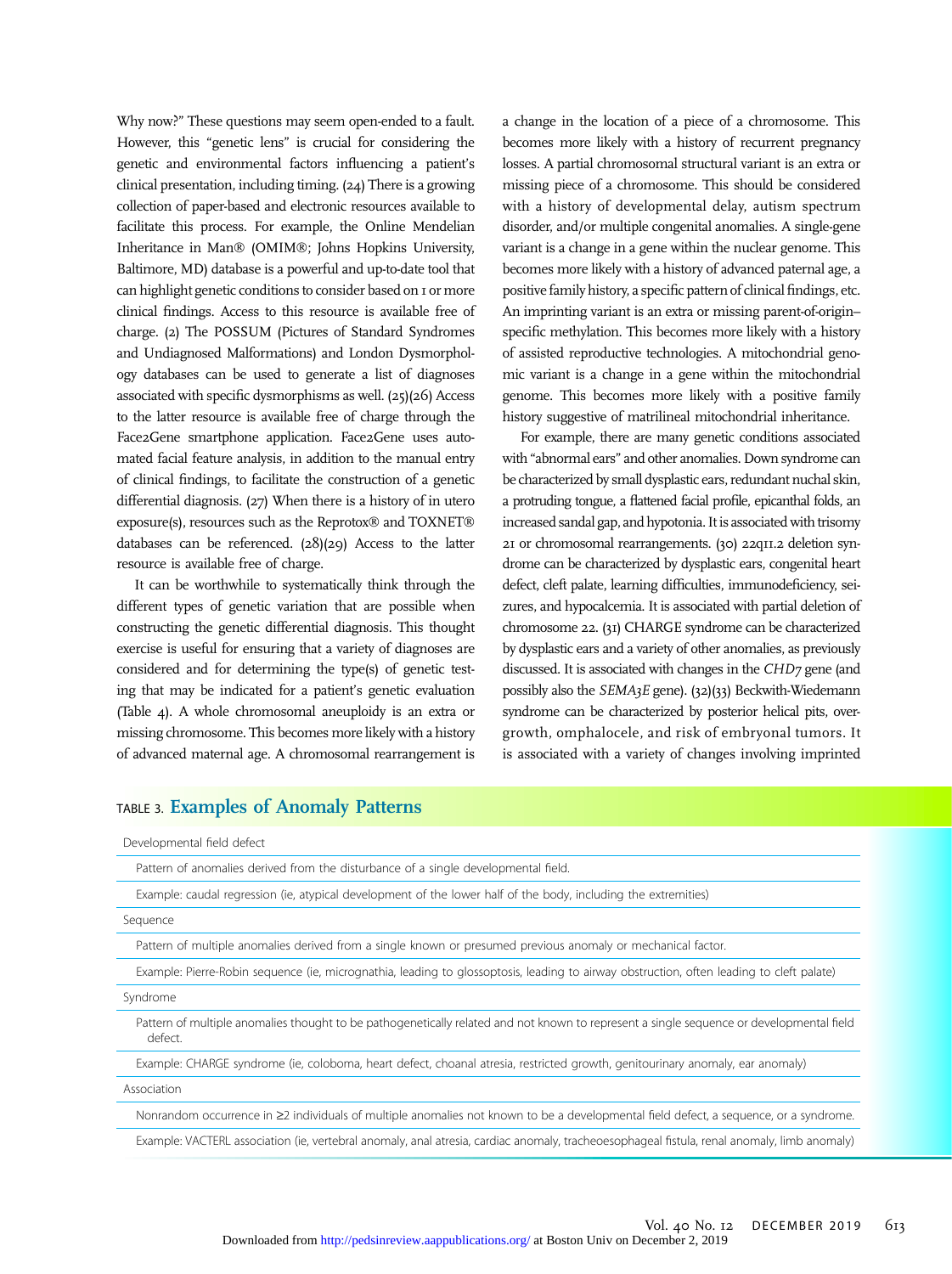Why now?" These questions may seem open-ended to a fault. However, this "genetic lens" is crucial for considering the genetic and environmental factors influencing a patient's clinical presentation, including timing. (24) There is a growing collection of paper-based and electronic resources available to facilitate this process. For example, the Online Mendelian Inheritance in Man® (OMIM®; Johns Hopkins University, Baltimore, MD) database is a powerful and up-to-date tool that can highlight genetic conditions to consider based on 1 or more clinical findings. Access to this resource is available free of charge. (2) The POSSUM (Pictures of Standard Syndromes and Undiagnosed Malformations) and London Dysmorphology databases can be used to generate a list of diagnoses associated with specific dysmorphisms as well. (25)(26) Access to the latter resource is available free of charge through the Face2Gene smartphone application. Face2Gene uses automated facial feature analysis, in addition to the manual entry of clinical findings, to facilitate the construction of a genetic differential diagnosis. (27) When there is a history of in utero exposure(s), resources such as the Reprotox® and TOXNET® databases can be referenced. (28)(29) Access to the latter resource is available free of charge.

It can be worthwhile to systematically think through the different types of genetic variation that are possible when constructing the genetic differential diagnosis. This thought exercise is useful for ensuring that a variety of diagnoses are considered and for determining the type(s) of genetic testing that may be indicated for a patient's genetic evaluation (Table 4). A whole chromosomal aneuploidy is an extra or missing chromosome. This becomes more likely with a history of advanced maternal age. A chromosomal rearrangement is a change in the location of a piece of a chromosome. This becomes more likely with a history of recurrent pregnancy losses. A partial chromosomal structural variant is an extra or missing piece of a chromosome. This should be considered with a history of developmental delay, autism spectrum disorder, and/or multiple congenital anomalies. A single-gene variant is a change in a gene within the nuclear genome. This becomes more likely with a history of advanced paternal age, a positive family history, a specific pattern of clinical findings, etc. An imprinting variant is an extra or missing parent-of-origin–specific methylation. This becomes more likely with a history of assisted reproductive technologies. A mitochondrial genomic variant is a change in a gene within the mitochondrial genome. This becomes more likely with a positive family history suggestive of matrilineal mitochondrial inheritance.

For example, there are many genetic conditions associated with "abnormal ears" and other anomalies. Down syndrome can be characterized by small dysplastic ears, redundant nuchal skin, a protruding tongue, a flattened facial profile, epicanthal folds, an increased sandal gap, and hypotonia. It is associated with trisomy 21 or chromosomal rearrangements. (30) 22q11.2 deletion syndrome can be characterized by dysplastic ears, congenital heart defect, cleft palate, learning difficulties, immunodeficiency, seizures, and hypocalcemia. It is associated with partial deletion of chromosome 22. (31) CHARGE syndrome can be characterized by dysplastic ears and a variety of other anomalies, as previously discussed. It is associated with changes in the *CHD7* gene (and possibly also the *SEMA3E* gene). (32)(33) Beckwith-Wiedemann syndrome can be characterized by posterior helical pits, overgrowth, omphalocele, and risk of embryonal tumors. It is associated with a variety of changes involving imprinted

TABLE 3. **Examples of Anomaly Patterns**

| |
|---|
| Developmental field defect |
| Pattern of anomalies derived from the disturbance of a single developmental field. |
| Example: caudal regression (ie, atypical development of the lower half of the body, including the extremities) |
| Sequence |
| Pattern of multiple anomalies derived from a single known or presumed previous anomaly or mechanical factor. |
| Example: Pierre-Robin sequence (ie, micrognathia, leading to glossoptosis, leading to airway obstruction, often leading to cleft palate) |
| Syndrome |
| Pattern of multiple anomalies thought to be pathogenetically related and not known to represent a single sequence or developmental field defect. |
| Example: CHARGE syndrome (ie, coloboma, heart defect, choanal atresia, restricted growth, genitourinary anomaly, ear anomaly) |
| Association |
| Nonrandom occurrence in ≥2 individuals of multiple anomalies not known to be a developmental field defect, a sequence, or a syndrome. |
| Example: VACTERL association (ie, vertebral anomaly, anal atresia, cardiac anomaly, tracheoesophageal fistula, renal anomaly, limb anomaly) |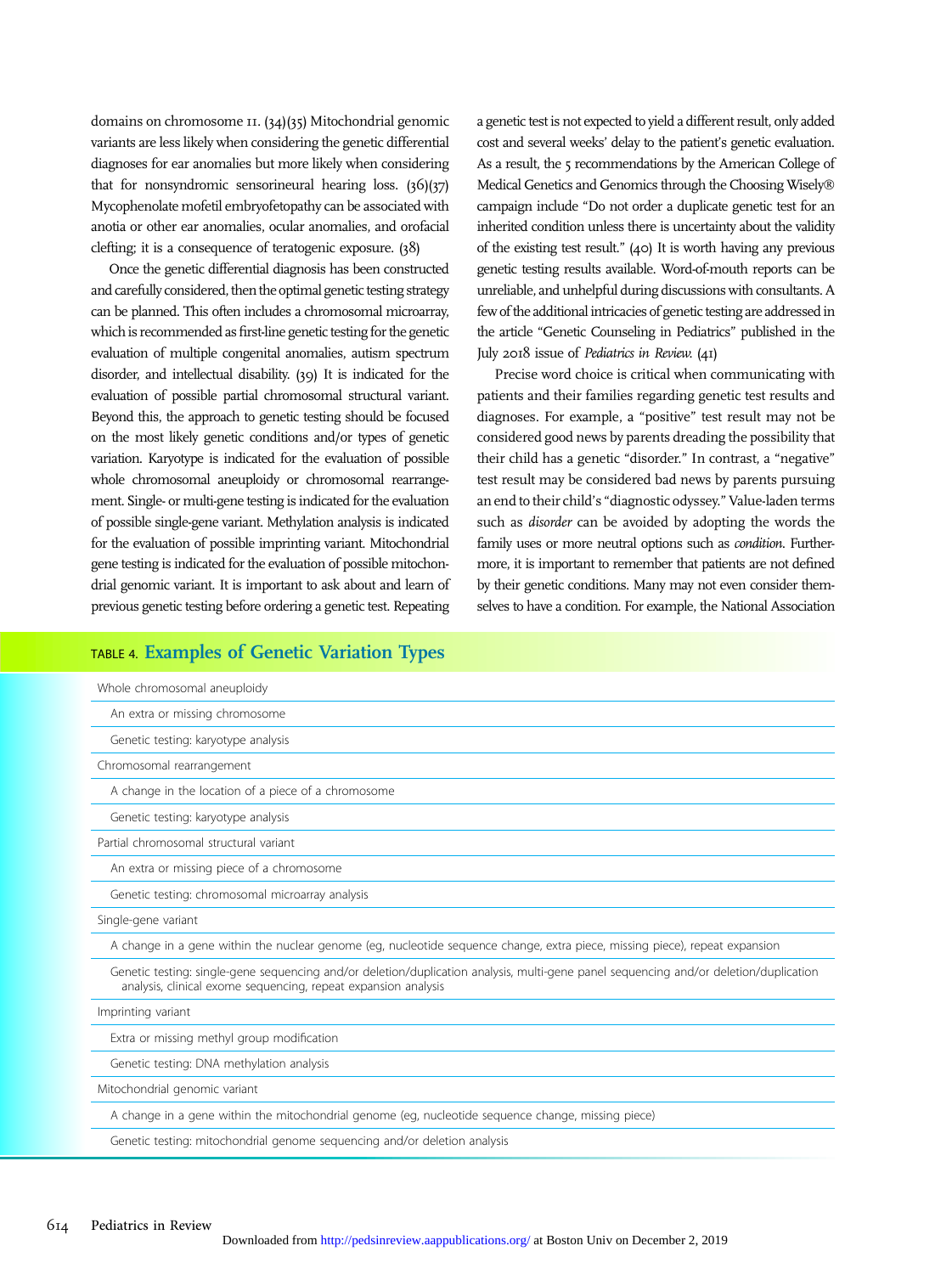domains on chromosome 11. (34)(35) Mitochondrial genomic variants are less likely when considering the genetic differential diagnoses for ear anomalies but more likely when considering that for nonsyndromic sensorineural hearing loss. (36)(37) Mycophenolate mofetil embryofetopathy can be associated with anotia or other ear anomalies, ocular anomalies, and orofacial clefting; it is a consequence of teratogenic exposure. (38)

Once the genetic differential diagnosis has been constructed and carefully considered, then the optimal genetic testing strategy can be planned. This often includes a chromosomal microarray, which is recommended as first-line genetic testing for the genetic evaluation of multiple congenital anomalies, autism spectrum disorder, and intellectual disability. (39) It is indicated for the evaluation of possible partial chromosomal structural variant. Beyond this, the approach to genetic testing should be focused on the most likely genetic conditions and/or types of genetic variation. Karyotype is indicated for the evaluation of possible whole chromosomal aneuploidy or chromosomal rearrangement. Single- or multi-gene testing is indicated for the evaluation of possible single-gene variant. Methylation analysis is indicated for the evaluation of possible imprinting variant. Mitochondrial gene testing is indicated for the evaluation of possible mitochondrial genomic variant. It is important to ask about and learn of previous genetic testing before ordering a genetic test. Repeating a genetic test is not expected to yield a different result, only added cost and several weeks' delay to the patient's genetic evaluation. As a result, the 5 recommendations by the American College of Medical Genetics and Genomics through the Choosing Wisely® campaign include "Do not order a duplicate genetic test for an inherited condition unless there is uncertainty about the validity of the existing test result." (40) It is worth having any previous genetic testing results available. Word-of-mouth reports can be unreliable, and unhelpful during discussions with consultants. A few of the additional intricacies of genetic testing are addressed in the article "Genetic Counseling in Pediatrics" published in the July 2018 issue of *Pediatrics in Review.* (41)

Precise word choice is critical when communicating with patients and their families regarding genetic test results and diagnoses. For example, a "positive" test result may not be considered good news by parents dreading the possibility that their child has a genetic "disorder." In contrast, a "negative" test result may be considered bad news by parents pursuing an end to their child's "diagnostic odyssey." Value-laden terms such as *disorder* can be avoided by adopting the words the family uses or more neutral options such as *condition*. Furthermore, it is important to remember that patients are not defined by their genetic conditions. Many may not even consider themselves to have a condition. For example, the National Association

**TABLE 4. Examples of Genetic Variation Types**

| |
|---|
| Whole chromosomal aneuploidy |
| An extra or missing chromosome |
| Genetic testing: karyotype analysis |
| Chromosomal rearrangement |
| A change in the location of a piece of a chromosome |
| Genetic testing: karyotype analysis |
| Partial chromosomal structural variant |
| An extra or missing piece of a chromosome |
| Genetic testing: chromosomal microarray analysis |
| Single-gene variant |
| A change in a gene within the nuclear genome (eg, nucleotide sequence change, extra piece, missing piece), repeat expansion |
| Genetic testing: single-gene sequencing and/or deletion/duplication analysis, multi-gene panel sequencing and/or deletion/duplication analysis, clinical exome sequencing, repeat expansion analysis |
| Imprinting variant |
| Extra or missing methyl group modification |
| Genetic testing: DNA methylation analysis |
| Mitochondrial genomic variant |
| A change in a gene within the mitochondrial genome (eg, nucleotide sequence change, missing piece) |
| Genetic testing: mitochondrial genome sequencing and/or deletion analysis |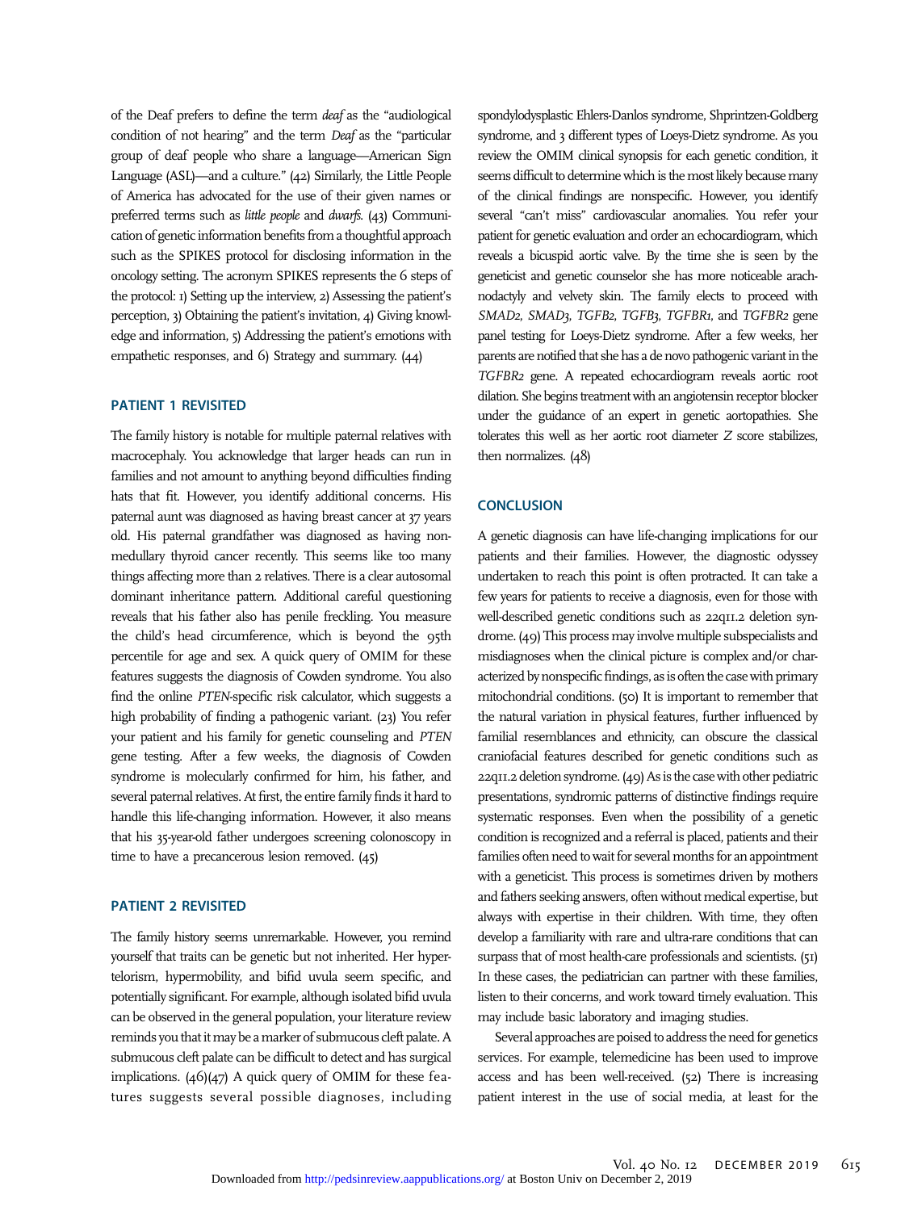of the Deaf prefers to define the term *deaf* as the "audiological condition of not hearing" and the term *Deaf* as the "particular group of deaf people who share a language—American Sign Language (ASL)—and a culture." (42) Similarly, the Little People of America has advocated for the use of their given names or preferred terms such as *little people* and *dwarfs*. (43) Communication of genetic information benefits from a thoughtful approach such as the SPIKES protocol for disclosing information in the oncology setting. The acronym SPIKES represents the 6 steps of the protocol: 1) Setting up the interview, 2) Assessing the patient's perception, 3) Obtaining the patient's invitation, 4) Giving knowledge and information, 5) Addressing the patient's emotions with empathetic responses, and 6) Strategy and summary. (44)

## PATIENT 1 REVISITED

The family history is notable for multiple paternal relatives with macrocephaly. You acknowledge that larger heads can run in families and not amount to anything beyond difficulties finding hats that fit. However, you identify additional concerns. His paternal aunt was diagnosed as having breast cancer at 37 years old. His paternal grandfather was diagnosed as having nonmedullary thyroid cancer recently. This seems like too many things affecting more than 2 relatives. There is a clear autosomal dominant inheritance pattern. Additional careful questioning reveals that his father also has penile freckling. You measure the child's head circumference, which is beyond the 95th percentile for age and sex. A quick query of OMIM for these features suggests the diagnosis of Cowden syndrome. You also find the online *PTEN*-specific risk calculator, which suggests a high probability of finding a pathogenic variant. (23) You refer your patient and his family for genetic counseling and *PTEN* gene testing. After a few weeks, the diagnosis of Cowden syndrome is molecularly confirmed for him, his father, and several paternal relatives. At first, the entire family finds it hard to handle this life-changing information. However, it also means that his 35-year-old father undergoes screening colonoscopy in time to have a precancerous lesion removed. (45)

## PATIENT 2 REVISITED

The family history seems unremarkable. However, you remind yourself that traits can be genetic but not inherited. Her hypertelorism, hypermobility, and bifid uvula seem specific, and potentially significant. For example, although isolated bifid uvula can be observed in the general population, your literature review reminds you that it may be a marker of submucous cleft palate. A submucous cleft palate can be difficult to detect and has surgical implications. (46)(47) A quick query of OMIM for these features suggests several possible diagnoses, including spondylodysplastic Ehlers-Danlos syndrome, Shprintzen-Goldberg syndrome, and 3 different types of Loeys-Dietz syndrome. As you review the OMIM clinical synopsis for each genetic condition, it seems difficult to determine which is the most likely because many of the clinical findings are nonspecific. However, you identify several "can't miss" cardiovascular anomalies. You refer your patient for genetic evaluation and order an echocardiogram, which reveals a bicuspid aortic valve. By the time she is seen by the geneticist and genetic counselor she has more noticeable arachnodactyly and velvety skin. The family elects to proceed with *SMAD2*, *SMAD3*, *TGFB2*, *TGFB3*, *TGFBR1*, and *TGFBR2* gene panel testing for Loeys-Dietz syndrome. After a few weeks, her parents are notified that she has a de novo pathogenic variant in the *TGFBR2* gene. A repeated echocardiogram reveals aortic root dilation. She begins treatment with an angiotensin receptor blocker under the guidance of an expert in genetic aortopathies. She tolerates this well as her aortic root diameter *Z* score stabilizes, then normalizes. (48)

## CONCLUSION

A genetic diagnosis can have life-changing implications for our patients and their families. However, the diagnostic odyssey undertaken to reach this point is often protracted. It can take a few years for patients to receive a diagnosis, even for those with well-described genetic conditions such as 22q11.2 deletion syndrome. (49) This process may involve multiple subspecialists and misdiagnoses when the clinical picture is complex and/or characterized by nonspecific findings, as is often the case with primary mitochondrial conditions. (50) It is important to remember that the natural variation in physical features, further influenced by familial resemblances and ethnicity, can obscure the classical craniofacial features described for genetic conditions such as 22q11.2 deletion syndrome. (49) As is the case with other pediatric presentations, syndromic patterns of distinctive findings require systematic responses. Even when the possibility of a genetic condition is recognized and a referral is placed, patients and their families often need to wait for several months for an appointment with a geneticist. This process is sometimes driven by mothers and fathers seeking answers, often without medical expertise, but always with expertise in their children. With time, they often develop a familiarity with rare and ultra-rare conditions that can surpass that of most health-care professionals and scientists. (51) In these cases, the pediatrician can partner with these families, listen to their concerns, and work toward timely evaluation. This may include basic laboratory and imaging studies.

Several approaches are poised to address the need for genetics services. For example, telemedicine has been used to improve access and has been well-received. (52) There is increasing patient interest in the use of social media, at least for the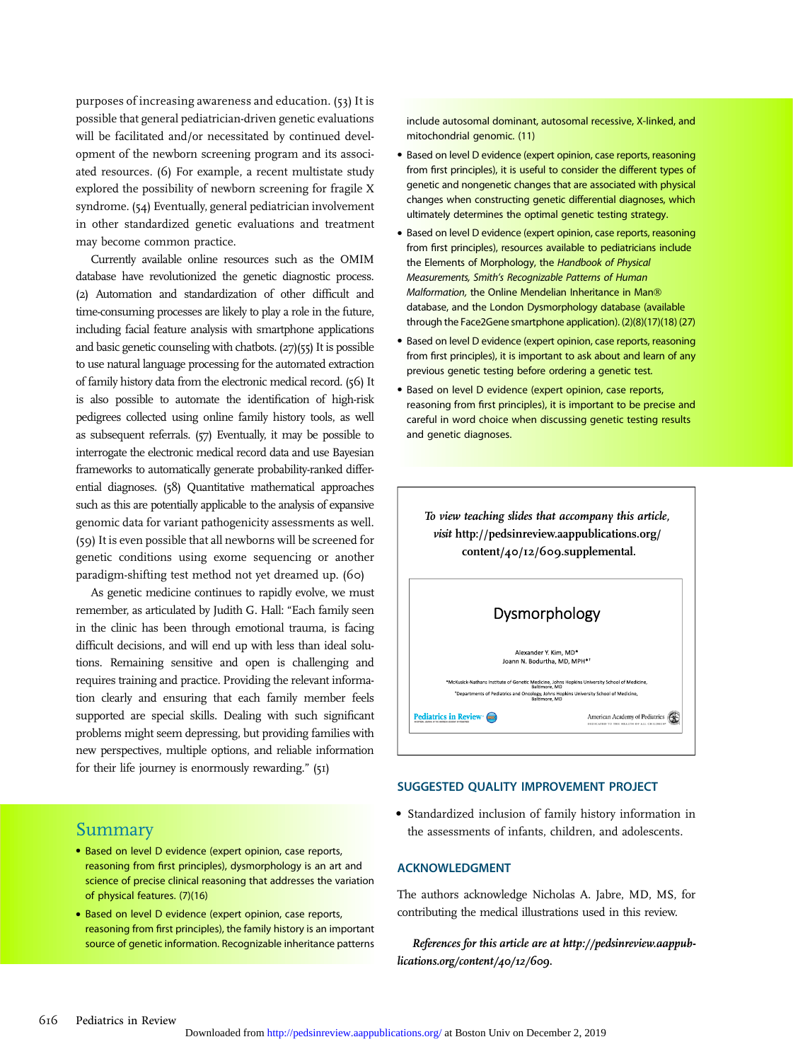purposes of increasing awareness and education. (53) It is possible that general pediatrician-driven genetic evaluations will be facilitated and/or necessitated by continued development of the newborn screening program and its associated resources. (6) For example, a recent multistate study explored the possibility of newborn screening for fragile X syndrome. (54) Eventually, general pediatrician involvement in other standardized genetic evaluations and treatment may become common practice.

Currently available online resources such as the OMIM database have revolutionized the genetic diagnostic process. (2) Automation and standardization of other difficult and time-consuming processes are likely to play a role in the future, including facial feature analysis with smartphone applications and basic genetic counseling with chatbots. (27)(55) It is possible to use natural language processing for the automated extraction of family history data from the electronic medical record. (56) It is also possible to automate the identification of high-risk pedigrees collected using online family history tools, as well as subsequent referrals. (57) Eventually, it may be possible to interrogate the electronic medical record data and use Bayesian frameworks to automatically generate probability-ranked differential diagnoses. (58) Quantitative mathematical approaches such as this are potentially applicable to the analysis of expansive genomic data for variant pathogenicity assessments as well. (59) It is even possible that all newborns will be screened for genetic conditions using exome sequencing or another paradigm-shifting test method not yet dreamed up. (60)

As genetic medicine continues to rapidly evolve, we must remember, as articulated by Judith G. Hall: "Each family seen in the clinic has been through emotional trauma, is facing difficult decisions, and will end up with less than ideal solutions. Remaining sensitive and open is challenging and requires training and practice. Providing the relevant information clearly and ensuring that each family member feels supported are special skills. Dealing with such significant problems might seem depressing, but providing families with new perspectives, multiple options, and reliable information for their life journey is enormously rewarding." (51)

## Summary

- Based on level D evidence (expert opinion, case reports, reasoning from first principles), dysmorphology is an art and science of precise clinical reasoning that addresses the variation of physical features. (7)(16)
- Based on level D evidence (expert opinion, case reports, reasoning from first principles), the family history is an important source of genetic information. Recognizable inheritance patterns include autosomal dominant, autosomal recessive, X-linked, and mitochondrial genomic. (11)
- Based on level D evidence (expert opinion, case reports, reasoning from first principles), it is useful to consider the different types of genetic and nongenetic changes that are associated with physical changes when constructing genetic differential diagnoses, which ultimately determines the optimal genetic testing strategy.
- Based on level D evidence (expert opinion, case reports, reasoning from first principles), resources available to pediatricians include the Elements of Morphology, the *Handbook of Physical Measurements, Smith's Recognizable Patterns of Human Malformation*, the Online Mendelian Inheritance in Man® database, and the London Dysmorphology database (available through the Face2Gene smartphone application). (2)(8)(17)(18) (27)
- Based on level D evidence (expert opinion, case reports, reasoning from first principles), it is important to ask about and learn of any previous genetic testing before ordering a genetic test.
- Based on level D evidence (expert opinion, case reports, reasoning from first principles), it is important to be precise and careful in word choice when discussing genetic testing results and genetic diagnoses.

*To view teaching slides that accompany this article, visit* **http://pedsinreview.aappublications.org/content/40/12/609.supplemental.**

Dysmorphology

Alexander Y. Kim, MD*
Joann N. Bodurtha, MD, MPH*†

*McKusick-Nathans Institute of Genetic Medicine, Johns Hopkins University School of Medicine, Baltimore, MD
†Departments of Pediatrics and Oncology, Johns Hopkins University School of Medicine, Baltimore, MD

Pediatrics in Review — American Academy of Pediatrics

### SUGGESTED QUALITY IMPROVEMENT PROJECT

- Standardized inclusion of family history information in the assessments of infants, children, and adolescents.

### ACKNOWLEDGMENT

The authors acknowledge Nicholas A. Jabre, MD, MS, for contributing the medical illustrations used in this review.

***References for this article are at http://pedsinreview.aappublications.org/content/40/12/609.***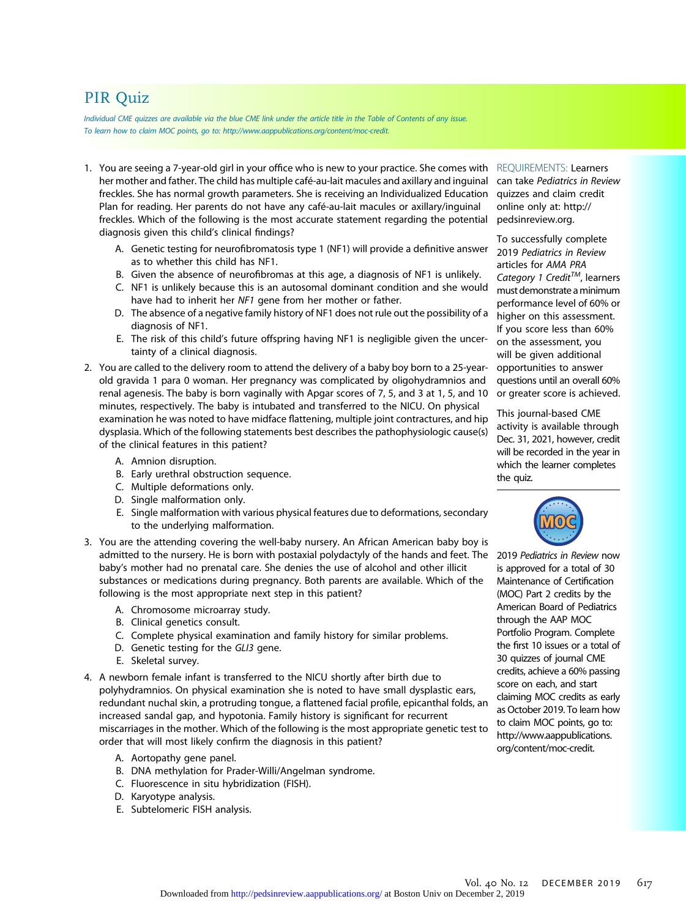# PIR Quiz

*Individual CME quizzes are available via the blue CME link under the article title in the Table of Contents of any issue. To learn how to claim MOC points, go to: http://www.aappublications.org/content/moc-credit.*

1. You are seeing a 7-year-old girl in your office who is new to your practice. She comes with her mother and father. The child has multiple café-au-lait macules and axillary and inguinal freckles. She has normal growth parameters. She is receiving an Individualized Education Plan for reading. Her parents do not have any café-au-lait macules or axillary/inguinal freckles. Which of the following is the most accurate statement regarding the potential diagnosis given this child's clinical findings?
   - A. Genetic testing for neurofibromatosis type 1 (NF1) will provide a definitive answer as to whether this child has NF1.
   - B. Given the absence of neurofibromas at this age, a diagnosis of NF1 is unlikely.
   - C. NF1 is unlikely because this is an autosomal dominant condition and she would have had to inherit her *NF1* gene from her mother or father.
   - D. The absence of a negative family history of NF1 does not rule out the possibility of a diagnosis of NF1.
   - E. The risk of this child's future offspring having NF1 is negligible given the uncertainty of a clinical diagnosis.
2. You are called to the delivery room to attend the delivery of a baby boy born to a 25-year-old gravida 1 para 0 woman. Her pregnancy was complicated by oligohydramnios and renal agenesis. The baby is born vaginally with Apgar scores of 7, 5, and 3 at 1, 5, and 10 minutes, respectively. The baby is intubated and transferred to the NICU. On physical examination he was noted to have midface flattening, multiple joint contractures, and hip dysplasia. Which of the following statements best describes the pathophysiologic cause(s) of the clinical features in this patient?
   - A. Amnion disruption.
   - B. Early urethral obstruction sequence.
   - C. Multiple deformations only.
   - D. Single malformation only.
   - E. Single malformation with various physical features due to deformations, secondary to the underlying malformation.
3. You are the attending covering the well-baby nursery. An African American baby boy is admitted to the nursery. He is born with postaxial polydactyly of the hands and feet. The baby's mother had no prenatal care. She denies the use of alcohol and other illicit substances or medications during pregnancy. Both parents are available. Which of the following is the most appropriate next step in this patient?
   - A. Chromosome microarray study.
   - B. Clinical genetics consult.
   - C. Complete physical examination and family history for similar problems.
   - D. Genetic testing for the *GLI3* gene.
   - E. Skeletal survey.
4. A newborn female infant is transferred to the NICU shortly after birth due to polyhydramnios. On physical examination she is noted to have small dysplastic ears, redundant nuchal skin, a protruding tongue, a flattened facial profile, epicanthal folds, an increased sandal gap, and hypotonia. Family history is significant for recurrent miscarriages in the mother. Which of the following is the most appropriate genetic test to order that will most likely confirm the diagnosis in this patient?
   - A. Aortopathy gene panel.
   - B. DNA methylation for Prader-Willi/Angelman syndrome.
   - C. Fluorescence in situ hybridization (FISH).
   - D. Karyotype analysis.
   - E. Subtelomeric FISH analysis.

REQUIREMENTS: Learners can take *Pediatrics in Review* quizzes and claim credit online only at: http://pedsinreview.org.

To successfully complete 2019 *Pediatrics in Review* articles for *AMA PRA Category 1 Credit*™, learners must demonstrate a minimum performance level of 60% or higher on this assessment. If you score less than 60% on the assessment, you will be given additional opportunities to answer questions until an overall 60% or greater score is achieved.

This journal-based CME activity is available through Dec. 31, 2021, however, credit will be recorded in the year in which the learner completes the quiz.

2019 *Pediatrics in Review* now is approved for a total of 30 Maintenance of Certification (MOC) Part 2 credits by the American Board of Pediatrics through the AAP MOC Portfolio Program. Complete the first 10 issues or a total of 30 quizzes of journal CME credits, achieve a 60% passing score on each, and start claiming MOC credits as early as October 2019. To learn how to claim MOC points, go to: http://www.aappublications.org/content/moc-credit.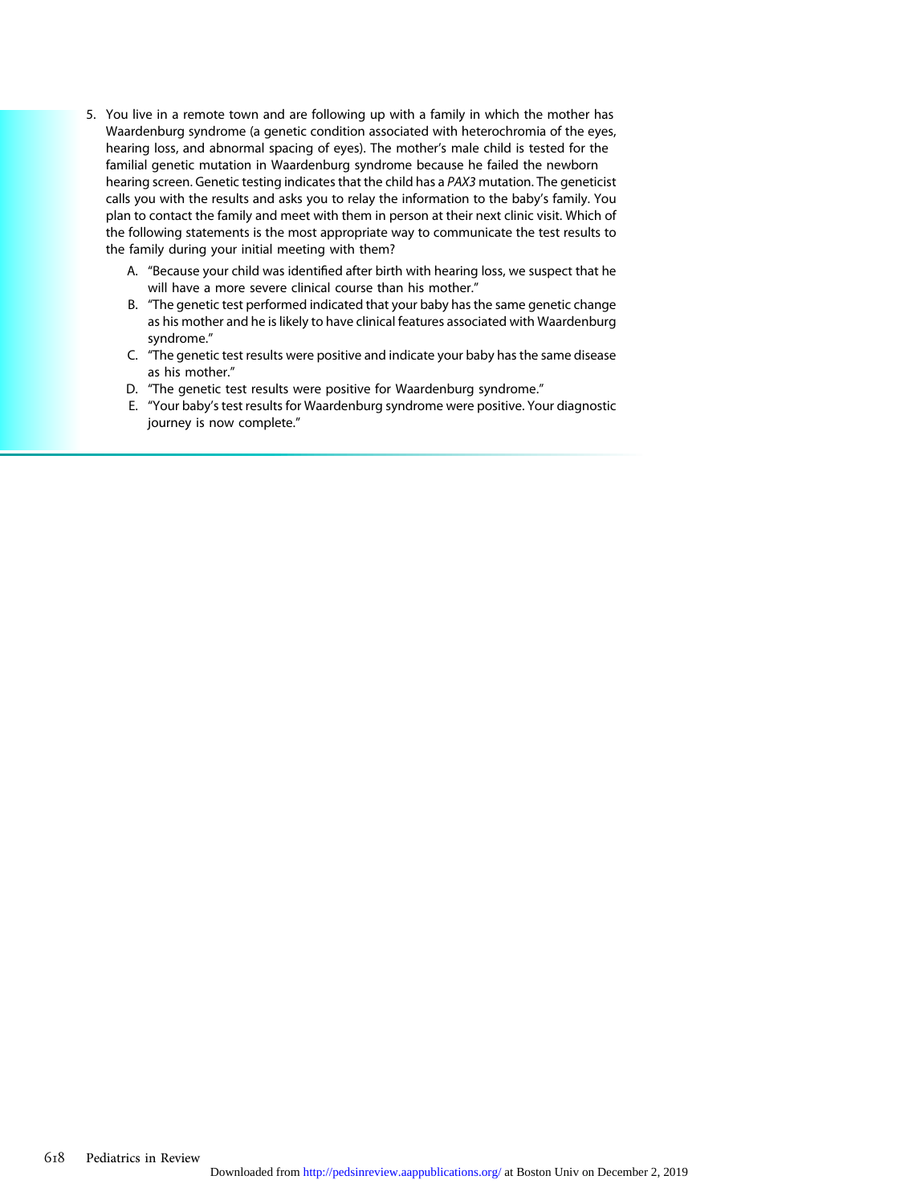5. You live in a remote town and are following up with a family in which the mother has Waardenburg syndrome (a genetic condition associated with heterochromia of the eyes, hearing loss, and abnormal spacing of eyes). The mother's male child is tested for the familial genetic mutation in Waardenburg syndrome because he failed the newborn hearing screen. Genetic testing indicates that the child has a *PAX3* mutation. The geneticist calls you with the results and asks you to relay the information to the baby's family. You plan to contact the family and meet with them in person at their next clinic visit. Which of the following statements is the most appropriate way to communicate the test results to the family during your initial meeting with them?
   - A. "Because your child was identified after birth with hearing loss, we suspect that he will have a more severe clinical course than his mother."
   - B. "The genetic test performed indicated that your baby has the same genetic change as his mother and he is likely to have clinical features associated with Waardenburg syndrome."
   - C. "The genetic test results were positive and indicate your baby has the same disease as his mother."
   - D. "The genetic test results were positive for Waardenburg syndrome."
   - E. "Your baby's test results for Waardenburg syndrome were positive. Your diagnostic journey is now complete."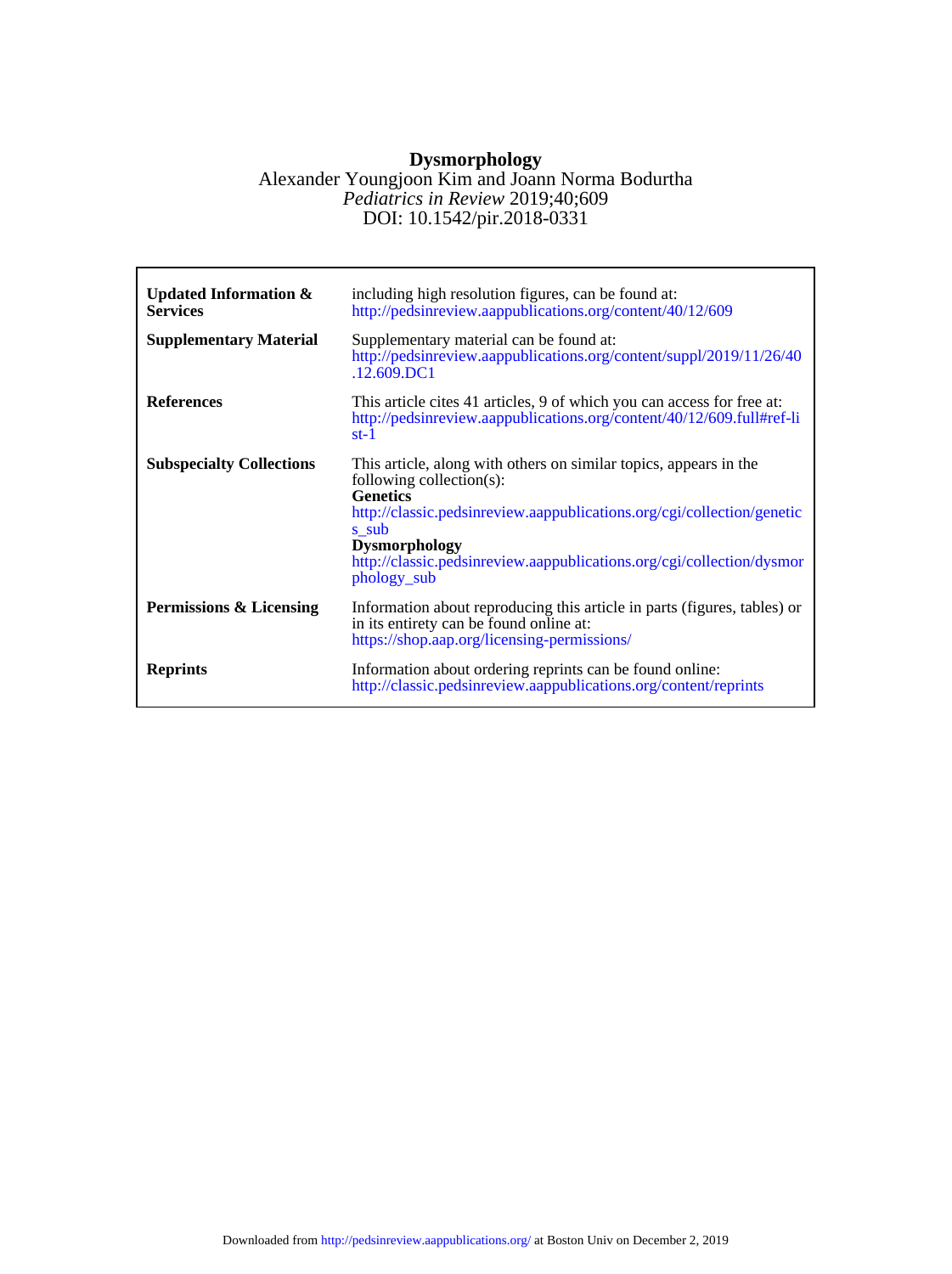# Dysmorphology

Alexander Youngjoon Kim and Joann Norma Bodurtha

*Pediatrics in Review* 2019;40;609

DOI: 10.1542/pir.2018-0331

| | |
|---|---|
| **Updated Information & Services** | including high resolution figures, can be found at: http://pedsinreview.aappublications.org/content/40/12/609 |
| **Supplementary Material** | Supplementary material can be found at: http://pedsinreview.aappublications.org/content/suppl/2019/11/26/40.12.609.DC1 |
| **References** | This article cites 41 articles, 9 of which you can access for free at: http://pedsinreview.aappublications.org/content/40/12/609.full#ref-list-1 |
| **Subspecialty Collections** | This article, along with others on similar topics, appears in the following collection(s): **Genetics** http://classic.pedsinreview.aappublications.org/cgi/collection/genetics_sub **Dysmorphology** http://classic.pedsinreview.aappublications.org/cgi/collection/dysmorphology_sub |
| **Permissions & Licensing** | Information about reproducing this article in parts (figures, tables) or in its entirety can be found online at: https://shop.aap.org/licensing-permissions/ |
| **Reprints** | Information about ordering reprints can be found online: http://classic.pedsinreview.aappublications.org/content/reprints |

Downloaded from http://pedsinreview.aappublications.org/ at Boston Univ on December 2, 2019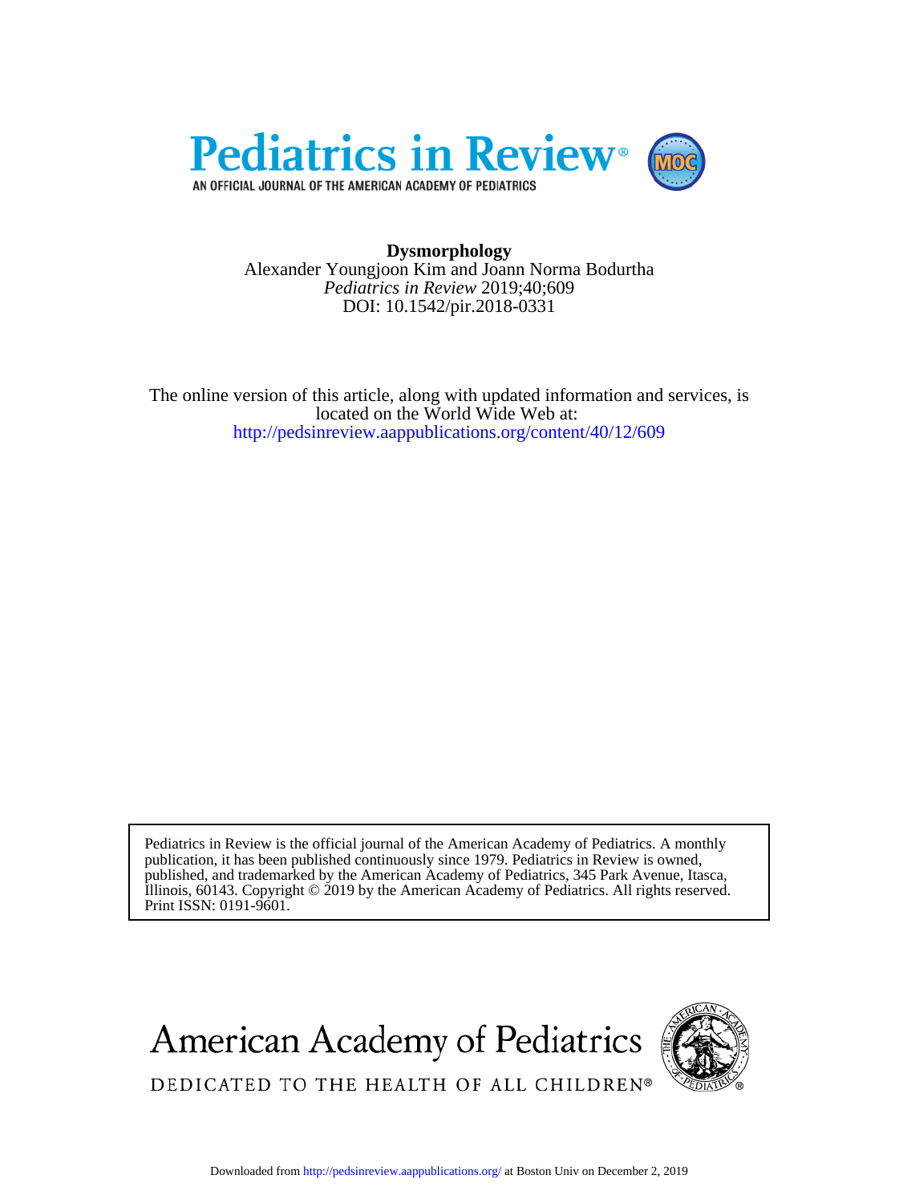**Dysmorphology**

Alexander Youngjoon Kim and Joann Norma Bodurtha

*Pediatrics in Review* 2019;40;609

DOI: 10.1542/pir.2018-0331

The online version of this article, along with updated information and services, is located on the World Wide Web at:

http://pedsinreview.aappublications.org/content/40/12/609

Pediatrics in Review is the official journal of the American Academy of Pediatrics. A monthly publication, it has been published continuously since 1979. Pediatrics in Review is owned, published, and trademarked by the American Academy of Pediatrics, 345 Park Avenue, Itasca, Illinois, 60143. Copyright © 2019 by the American Academy of Pediatrics. All rights reserved. Print ISSN: 0191-9601.